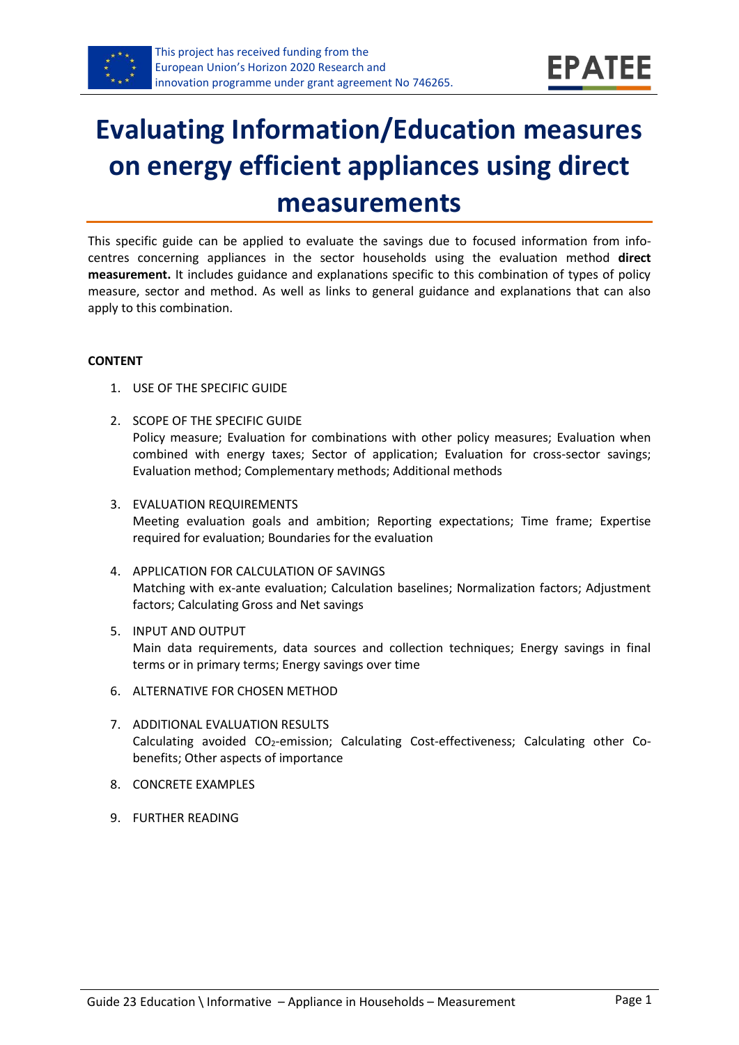This project has received funding from the European Union's Horizon 2020 Research and innovation programme under grant agreement No 746265.

EPATEE

# Evaluating Information/Education measures on energy efficient appliances using direct measurements

This specific guide can be applied to evaluate the savings due to focused information from info-centres concerning appliances in the sector households using the evaluation method **direct measurement.** It includes guidance and explanations specific to this combination of types of policy measure, sector and method. As well as links to general guidance and explanations that can also apply to this combination.

**CONTENT**

1. USE OF THE SPECIFIC GUIDE
2. SCOPE OF THE SPECIFIC GUIDE
   Policy measure; Evaluation for combinations with other policy measures; Evaluation when combined with energy taxes; Sector of application; Evaluation for cross-sector savings; Evaluation method; Complementary methods; Additional methods
3. EVALUATION REQUIREMENTS
   Meeting evaluation goals and ambition; Reporting expectations; Time frame; Expertise required for evaluation; Boundaries for the evaluation
4. APPLICATION FOR CALCULATION OF SAVINGS
   Matching with ex-ante evaluation; Calculation baselines; Normalization factors; Adjustment factors; Calculating Gross and Net savings
5. INPUT AND OUTPUT
   Main data requirements, data sources and collection techniques; Energy savings in final terms or in primary terms; Energy savings over time
6. ALTERNATIVE FOR CHOSEN METHOD
7. ADDITIONAL EVALUATION RESULTS
   Calculating avoided $CO_2$-emission; Calculating Cost-effectiveness; Calculating other Co-benefits; Other aspects of importance
8. CONCRETE EXAMPLES
9. FURTHER READING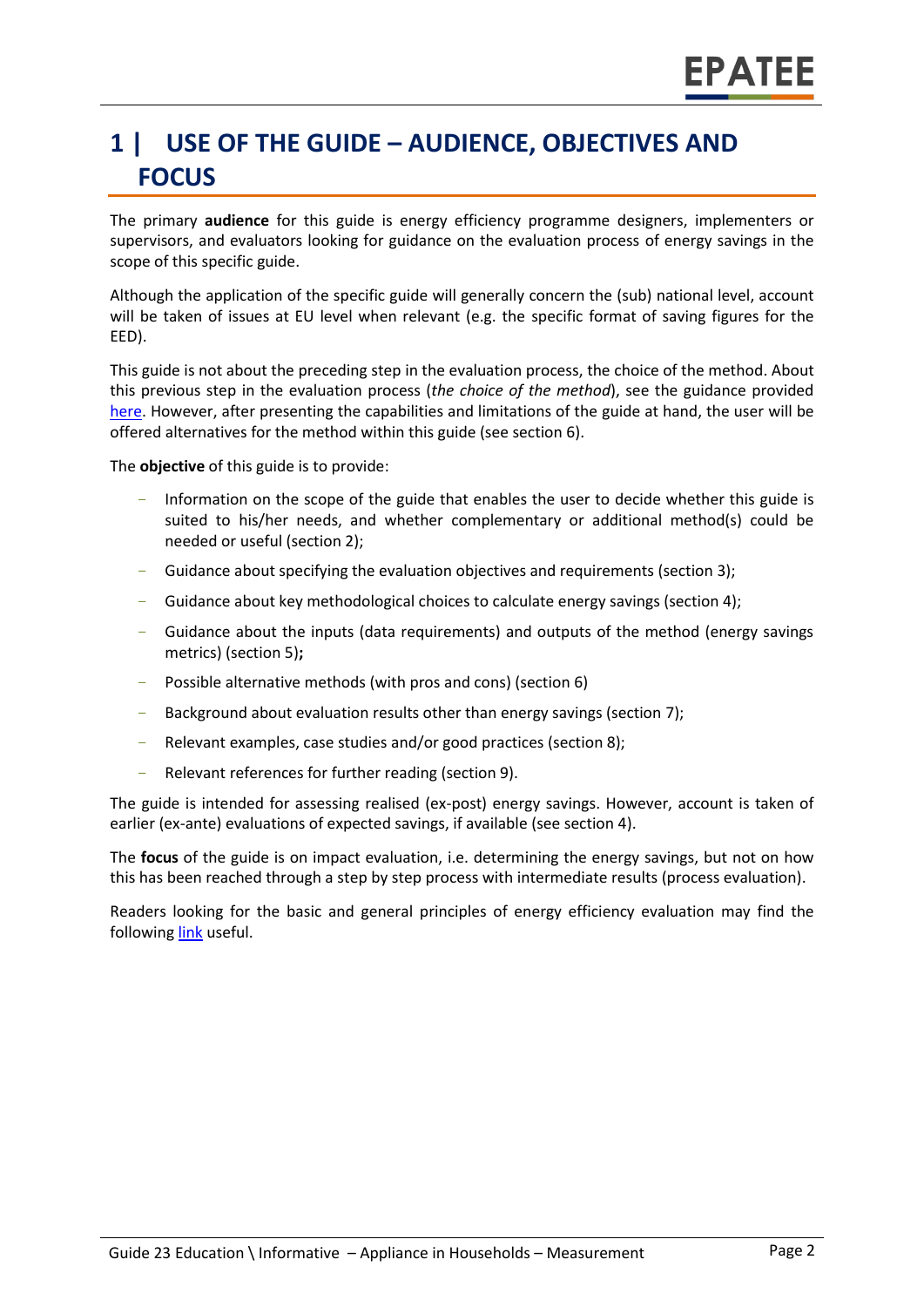# 1 | USE OF THE GUIDE – AUDIENCE, OBJECTIVES AND FOCUS

The primary **audience** for this guide is energy efficiency programme designers, implementers or supervisors, and evaluators looking for guidance on the evaluation process of energy savings in the scope of this specific guide.

Although the application of the specific guide will generally concern the (sub) national level, account will be taken of issues at EU level when relevant (e.g. the specific format of saving figures for the EED).

This guide is not about the preceding step in the evaluation process, the choice of the method. About this previous step in the evaluation process (*the choice of the method*), see the guidance provided here. However, after presenting the capabilities and limitations of the guide at hand, the user will be offered alternatives for the method within this guide (see section 6).

The **objective** of this guide is to provide:

- Information on the scope of the guide that enables the user to decide whether this guide is suited to his/her needs, and whether complementary or additional method(s) could be needed or useful (section 2);
- Guidance about specifying the evaluation objectives and requirements (section 3);
- Guidance about key methodological choices to calculate energy savings (section 4);
- Guidance about the inputs (data requirements) and outputs of the method (energy savings metrics) (section 5)**;**
- Possible alternative methods (with pros and cons) (section 6)
- Background about evaluation results other than energy savings (section 7);
- Relevant examples, case studies and/or good practices (section 8);
- Relevant references for further reading (section 9).

The guide is intended for assessing realised (ex-post) energy savings. However, account is taken of earlier (ex-ante) evaluations of expected savings, if available (see section 4).

The **focus** of the guide is on impact evaluation, i.e. determining the energy savings, but not on how this has been reached through a step by step process with intermediate results (process evaluation).

Readers looking for the basic and general principles of energy efficiency evaluation may find the following link useful.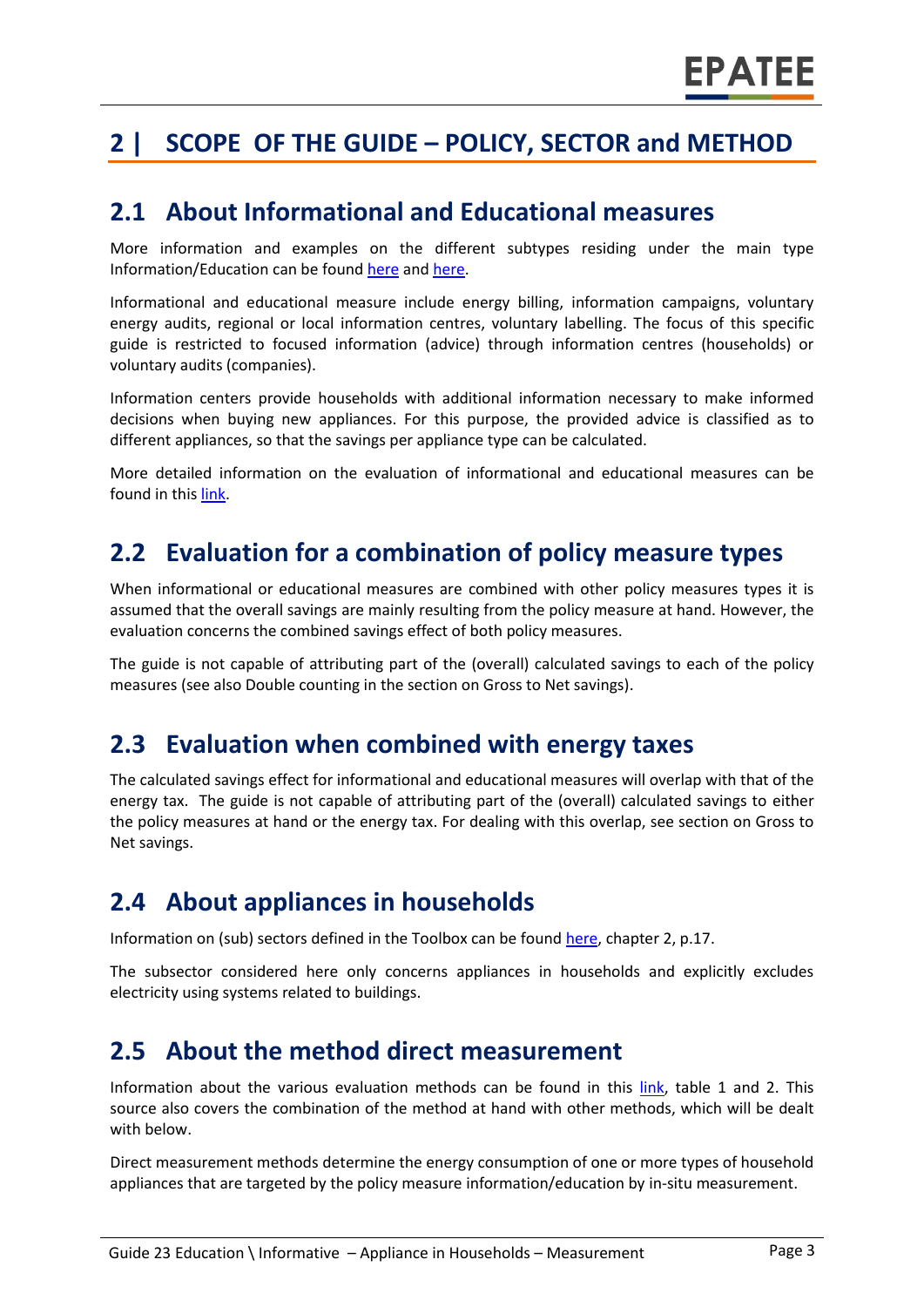# 2 | SCOPE OF THE GUIDE – POLICY, SECTOR and METHOD

## 2.1 About Informational and Educational measures

More information and examples on the different subtypes residing under the main type Information/Education can be found here and here.

Informational and educational measure include energy billing, information campaigns, voluntary energy audits, regional or local information centres, voluntary labelling. The focus of this specific guide is restricted to focused information (advice) through information centres (households) or voluntary audits (companies).

Information centers provide households with additional information necessary to make informed decisions when buying new appliances. For this purpose, the provided advice is classified as to different appliances, so that the savings per appliance type can be calculated.

More detailed information on the evaluation of informational and educational measures can be found in this link.

## 2.2 Evaluation for a combination of policy measure types

When informational or educational measures are combined with other policy measures types it is assumed that the overall savings are mainly resulting from the policy measure at hand. However, the evaluation concerns the combined savings effect of both policy measures.

The guide is not capable of attributing part of the (overall) calculated savings to each of the policy measures (see also Double counting in the section on Gross to Net savings).

## 2.3 Evaluation when combined with energy taxes

The calculated savings effect for informational and educational measures will overlap with that of the energy tax. The guide is not capable of attributing part of the (overall) calculated savings to either the policy measures at hand or the energy tax. For dealing with this overlap, see section on Gross to Net savings.

## 2.4 About appliances in households

Information on (sub) sectors defined in the Toolbox can be found here, chapter 2, p.17.

The subsector considered here only concerns appliances in households and explicitly excludes electricity using systems related to buildings.

## 2.5 About the method direct measurement

Information about the various evaluation methods can be found in this link, table 1 and 2. This source also covers the combination of the method at hand with other methods, which will be dealt with below.

Direct measurement methods determine the energy consumption of one or more types of household appliances that are targeted by the policy measure information/education by in-situ measurement.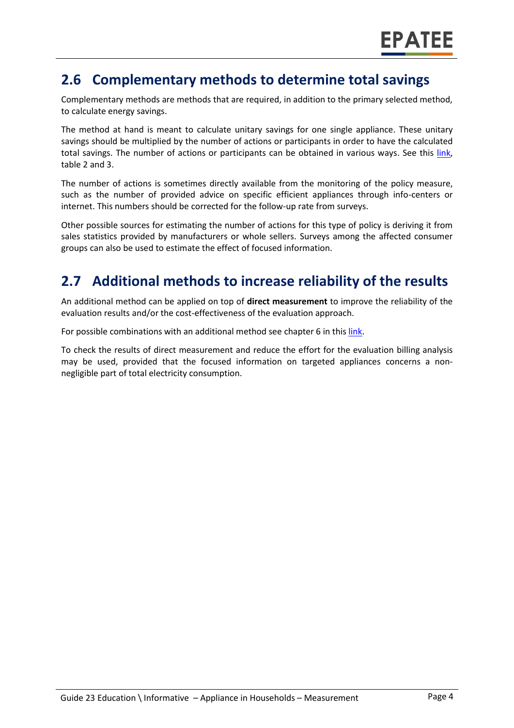## 2.6 Complementary methods to determine total savings

Complementary methods are methods that are required, in addition to the primary selected method, to calculate energy savings.

The method at hand is meant to calculate unitary savings for one single appliance. These unitary savings should be multiplied by the number of actions or participants in order to have the calculated total savings. The number of actions or participants can be obtained in various ways. See this link, table 2 and 3.

The number of actions is sometimes directly available from the monitoring of the policy measure, such as the number of provided advice on specific efficient appliances through info-centers or internet. This numbers should be corrected for the follow-up rate from surveys.

Other possible sources for estimating the number of actions for this type of policy is deriving it from sales statistics provided by manufacturers or whole sellers. Surveys among the affected consumer groups can also be used to estimate the effect of focused information.

## 2.7 Additional methods to increase reliability of the results

An additional method can be applied on top of **direct measurement** to improve the reliability of the evaluation results and/or the cost-effectiveness of the evaluation approach.

For possible combinations with an additional method see chapter 6 in this link.

To check the results of direct measurement and reduce the effort for the evaluation billing analysis may be used, provided that the focused information on targeted appliances concerns a non-negligible part of total electricity consumption.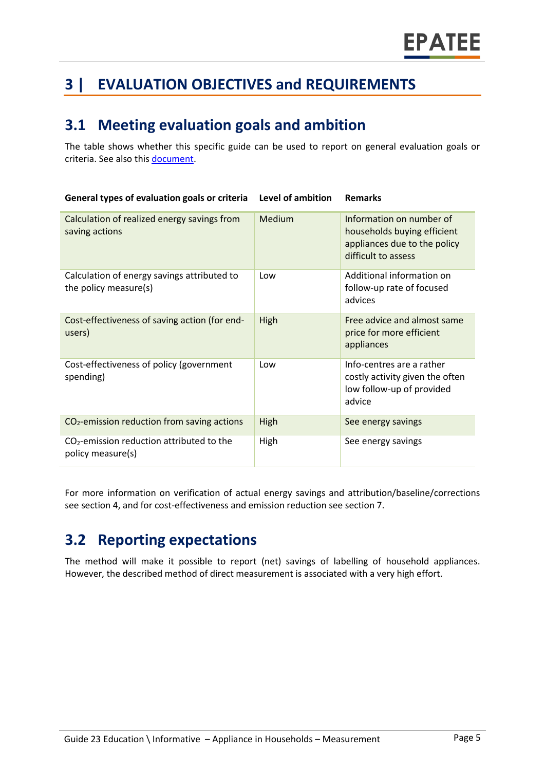# 3 | EVALUATION OBJECTIVES and REQUIREMENTS

## 3.1 Meeting evaluation goals and ambition

The table shows whether this specific guide can be used to report on general evaluation goals or criteria. See also this document.

| General types of evaluation goals or criteria | Level of ambition | Remarks |
|---|---|---|
| Calculation of realized energy savings from saving actions | Medium | Information on number of households buying efficient appliances due to the policy difficult to assess |
| Calculation of energy savings attributed to the policy measure(s) | Low | Additional information on follow-up rate of focused advices |
| Cost-effectiveness of saving action (for end-users) | High | Free advice and almost same price for more efficient appliances |
| Cost-effectiveness of policy (government spending) | Low | Info-centres are a rather costly activity given the often low follow-up of provided advice |
| $CO_2$-emission reduction from saving actions | High | See energy savings |
| $CO_2$-emission reduction attributed to the policy measure(s) | High | See energy savings |

For more information on verification of actual energy savings and attribution/baseline/corrections see section 4, and for cost-effectiveness and emission reduction see section 7.

## 3.2 Reporting expectations

The method will make it possible to report (net) savings of labelling of household appliances. However, the described method of direct measurement is associated with a very high effort.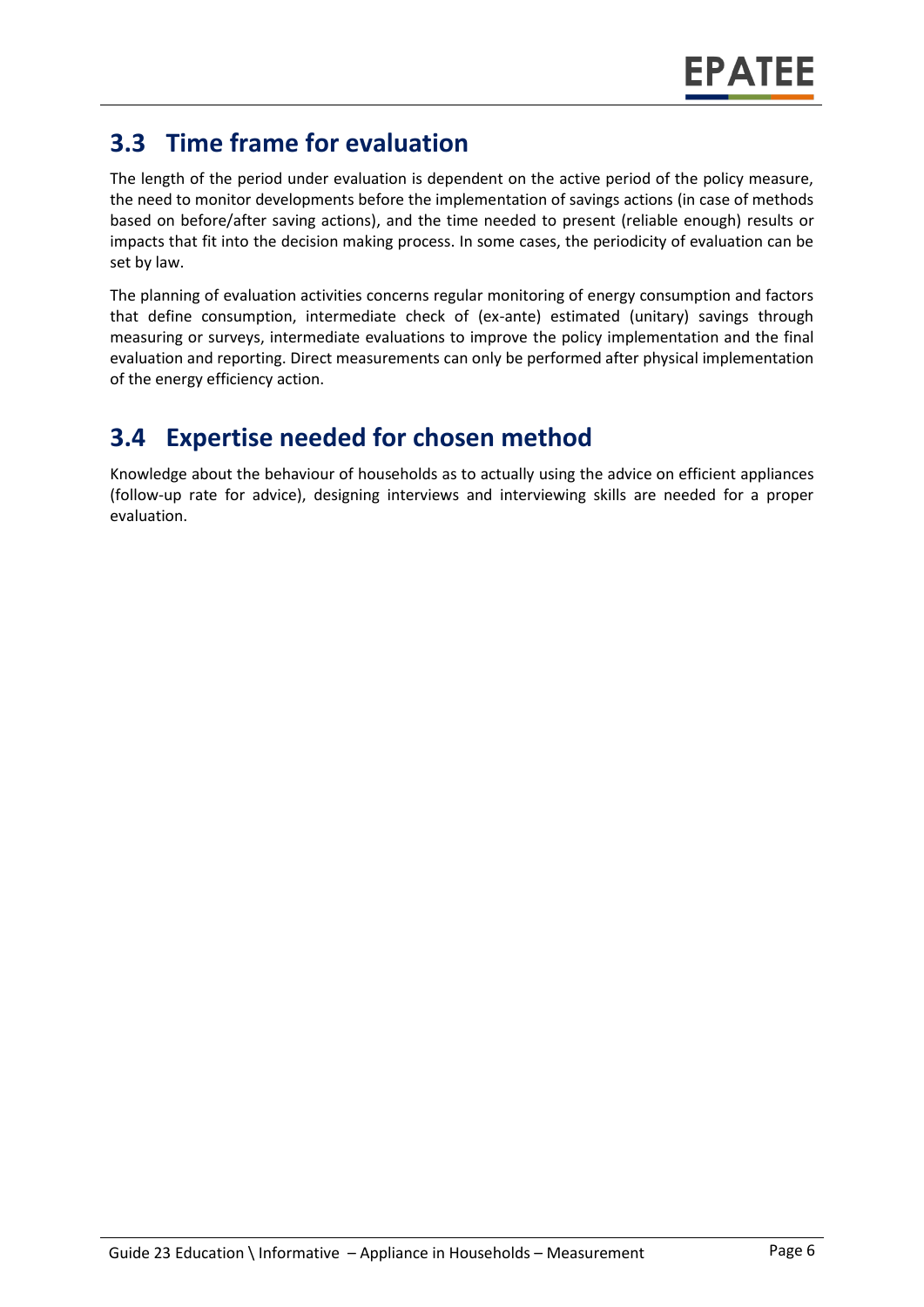## 3.3 Time frame for evaluation

The length of the period under evaluation is dependent on the active period of the policy measure, the need to monitor developments before the implementation of savings actions (in case of methods based on before/after saving actions), and the time needed to present (reliable enough) results or impacts that fit into the decision making process. In some cases, the periodicity of evaluation can be set by law.

The planning of evaluation activities concerns regular monitoring of energy consumption and factors that define consumption, intermediate check of (ex-ante) estimated (unitary) savings through measuring or surveys, intermediate evaluations to improve the policy implementation and the final evaluation and reporting. Direct measurements can only be performed after physical implementation of the energy efficiency action.

## 3.4 Expertise needed for chosen method

Knowledge about the behaviour of households as to actually using the advice on efficient appliances (follow-up rate for advice), designing interviews and interviewing skills are needed for a proper evaluation.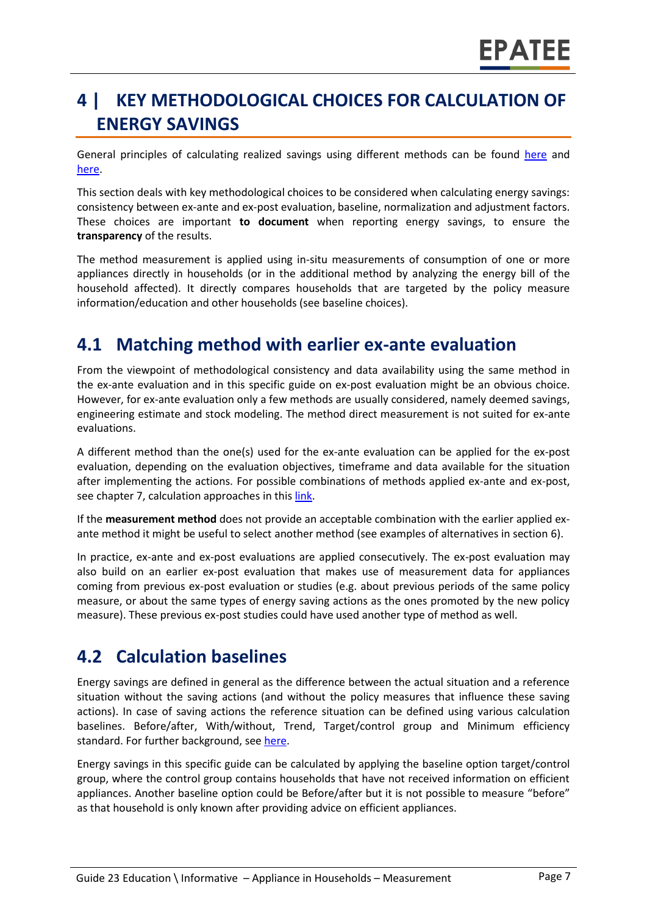# 4 | KEY METHODOLOGICAL CHOICES FOR CALCULATION OF ENERGY SAVINGS

General principles of calculating realized savings using different methods can be found here and here.

This section deals with key methodological choices to be considered when calculating energy savings: consistency between ex-ante and ex-post evaluation, baseline, normalization and adjustment factors. These choices are important **to document** when reporting energy savings, to ensure the **transparency** of the results.

The method measurement is applied using in-situ measurements of consumption of one or more appliances directly in households (or in the additional method by analyzing the energy bill of the household affected). It directly compares households that are targeted by the policy measure information/education and other households (see baseline choices).

## 4.1 Matching method with earlier ex-ante evaluation

From the viewpoint of methodological consistency and data availability using the same method in the ex-ante evaluation and in this specific guide on ex-post evaluation might be an obvious choice. However, for ex-ante evaluation only a few methods are usually considered, namely deemed savings, engineering estimate and stock modeling. The method direct measurement is not suited for ex-ante evaluations.

A different method than the one(s) used for the ex-ante evaluation can be applied for the ex-post evaluation, depending on the evaluation objectives, timeframe and data available for the situation after implementing the actions. For possible combinations of methods applied ex-ante and ex-post, see chapter 7, calculation approaches in this link.

If the **measurement method** does not provide an acceptable combination with the earlier applied ex-ante method it might be useful to select another method (see examples of alternatives in section 6).

In practice, ex-ante and ex-post evaluations are applied consecutively. The ex-post evaluation may also build on an earlier ex-post evaluation that makes use of measurement data for appliances coming from previous ex-post evaluation or studies (e.g. about previous periods of the same policy measure, or about the same types of energy saving actions as the ones promoted by the new policy measure). These previous ex-post studies could have used another type of method as well.

## 4.2 Calculation baselines

Energy savings are defined in general as the difference between the actual situation and a reference situation without the saving actions (and without the policy measures that influence these saving actions). In case of saving actions the reference situation can be defined using various calculation baselines. Before/after, With/without, Trend, Target/control group and Minimum efficiency standard. For further background, see here.

Energy savings in this specific guide can be calculated by applying the baseline option target/control group, where the control group contains households that have not received information on efficient appliances. Another baseline option could be Before/after but it is not possible to measure "before" as that household is only known after providing advice on efficient appliances.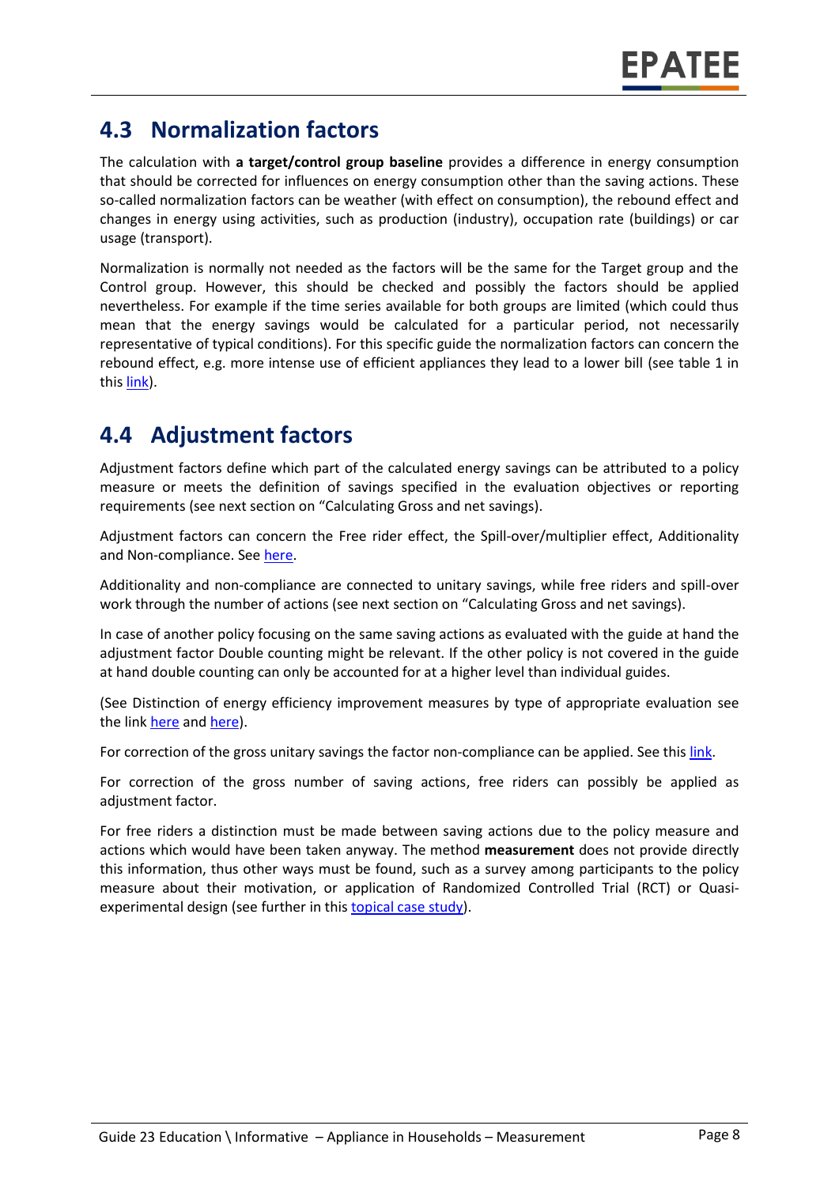## 4.3 Normalization factors

The calculation with **a target/control group baseline** provides a difference in energy consumption that should be corrected for influences on energy consumption other than the saving actions. These so-called normalization factors can be weather (with effect on consumption), the rebound effect and changes in energy using activities, such as production (industry), occupation rate (buildings) or car usage (transport).

Normalization is normally not needed as the factors will be the same for the Target group and the Control group. However, this should be checked and possibly the factors should be applied nevertheless. For example if the time series available for both groups are limited (which could thus mean that the energy savings would be calculated for a particular period, not necessarily representative of typical conditions). For this specific guide the normalization factors can concern the rebound effect, e.g. more intense use of efficient appliances they lead to a lower bill (see table 1 in this link).

## 4.4 Adjustment factors

Adjustment factors define which part of the calculated energy savings can be attributed to a policy measure or meets the definition of savings specified in the evaluation objectives or reporting requirements (see next section on "Calculating Gross and net savings).

Adjustment factors can concern the Free rider effect, the Spill-over/multiplier effect, Additionality and Non-compliance. See here.

Additionality and non-compliance are connected to unitary savings, while free riders and spill-over work through the number of actions (see next section on "Calculating Gross and net savings).

In case of another policy focusing on the same saving actions as evaluated with the guide at hand the adjustment factor Double counting might be relevant. If the other policy is not covered in the guide at hand double counting can only be accounted for at a higher level than individual guides.

(See Distinction of energy efficiency improvement measures by type of appropriate evaluation see the link here and here).

For correction of the gross unitary savings the factor non-compliance can be applied. See this link.

For correction of the gross number of saving actions, free riders can possibly be applied as adjustment factor.

For free riders a distinction must be made between saving actions due to the policy measure and actions which would have been taken anyway. The method **measurement** does not provide directly this information, thus other ways must be found, such as a survey among participants to the policy measure about their motivation, or application of Randomized Controlled Trial (RCT) or Quasi-experimental design (see further in this topical case study).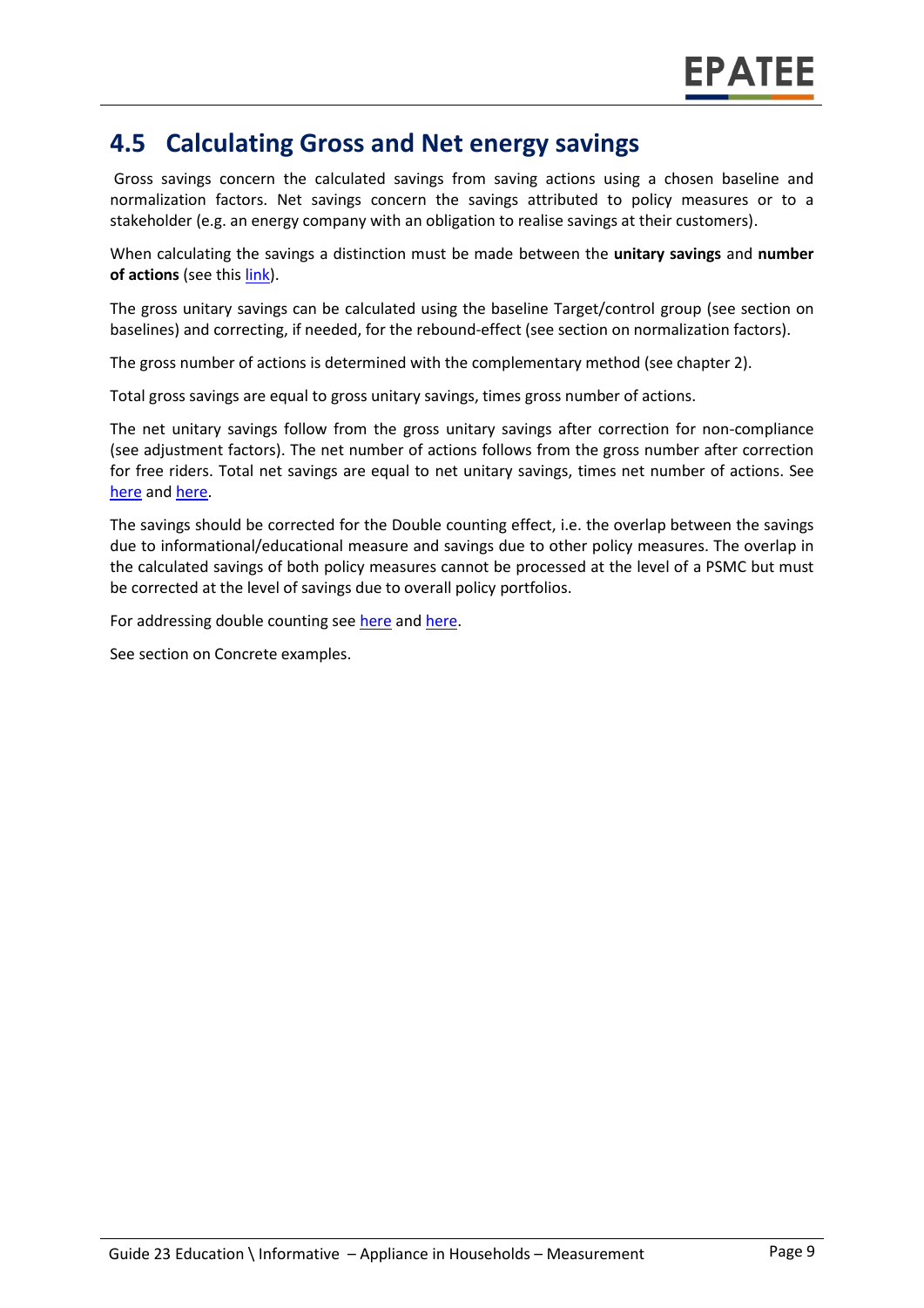## 4.5 Calculating Gross and Net energy savings

Gross savings concern the calculated savings from saving actions using a chosen baseline and normalization factors. Net savings concern the savings attributed to policy measures or to a stakeholder (e.g. an energy company with an obligation to realise savings at their customers).

When calculating the savings a distinction must be made between the **unitary savings** and **number of actions** (see this link).

The gross unitary savings can be calculated using the baseline Target/control group (see section on baselines) and correcting, if needed, for the rebound-effect (see section on normalization factors).

The gross number of actions is determined with the complementary method (see chapter 2).

Total gross savings are equal to gross unitary savings, times gross number of actions.

The net unitary savings follow from the gross unitary savings after correction for non-compliance (see adjustment factors). The net number of actions follows from the gross number after correction for free riders. Total net savings are equal to net unitary savings, times net number of actions. See here and here.

The savings should be corrected for the Double counting effect, i.e. the overlap between the savings due to informational/educational measure and savings due to other policy measures. The overlap in the calculated savings of both policy measures cannot be processed at the level of a PSMC but must be corrected at the level of savings due to overall policy portfolios.

For addressing double counting see here and here.

See section on Concrete examples.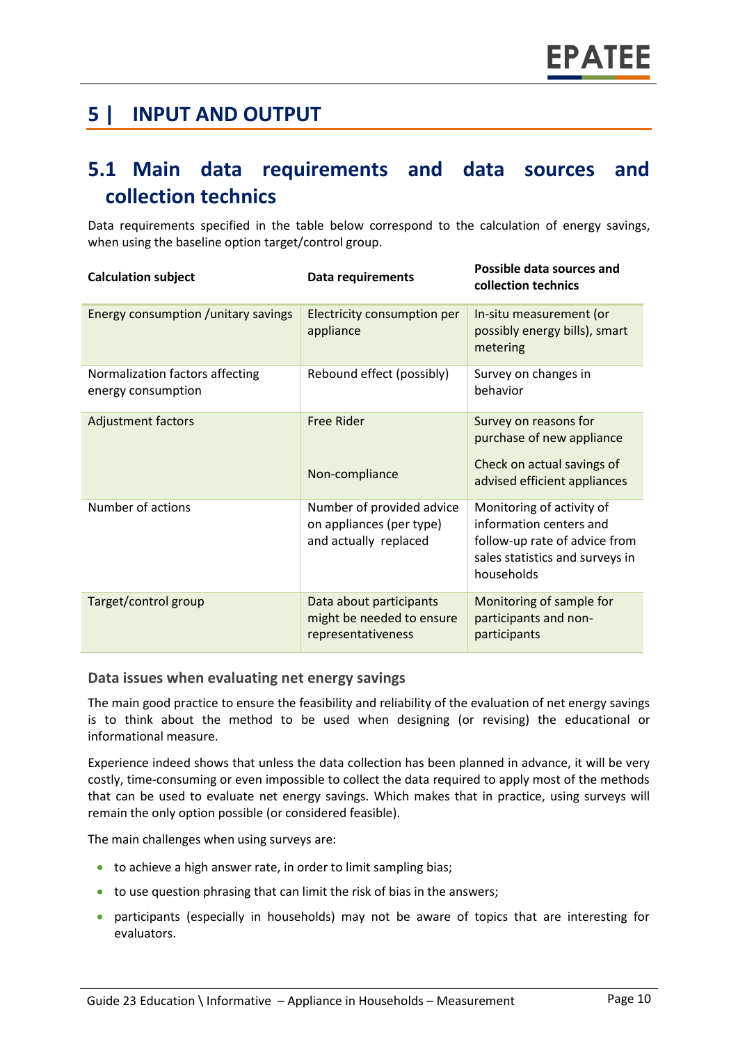# 5 | INPUT AND OUTPUT

## 5.1 Main data requirements and data sources and collection technics

Data requirements specified in the table below correspond to the calculation of energy savings, when using the baseline option target/control group.

| Calculation subject | Data requirements | Possible data sources and collection technics |
|---|---|---|
| Energy consumption /unitary savings | Electricity consumption per appliance | In-situ measurement (or possibly energy bills), smart metering |
| Normalization factors affecting energy consumption | Rebound effect (possibly) | Survey on changes in behavior |
| Adjustment factors | Free Rider | Survey on reasons for purchase of new appliance |
| | Non-compliance | Check on actual savings of advised efficient appliances |
| Number of actions | Number of provided advice on appliances (per type) and actually replaced | Monitoring of activity of information centers and follow-up rate of advice from sales statistics and surveys in households |
| Target/control group | Data about participants might be needed to ensure representativeness | Monitoring of sample for participants and non-participants |

### Data issues when evaluating net energy savings

The main good practice to ensure the feasibility and reliability of the evaluation of net energy savings is to think about the method to be used when designing (or revising) the educational or informational measure.

Experience indeed shows that unless the data collection has been planned in advance, it will be very costly, time-consuming or even impossible to collect the data required to apply most of the methods that can be used to evaluate net energy savings. Which makes that in practice, using surveys will remain the only option possible (or considered feasible).

The main challenges when using surveys are:

- to achieve a high answer rate, in order to limit sampling bias;
- to use question phrasing that can limit the risk of bias in the answers;
- participants (especially in households) may not be aware of topics that are interesting for evaluators.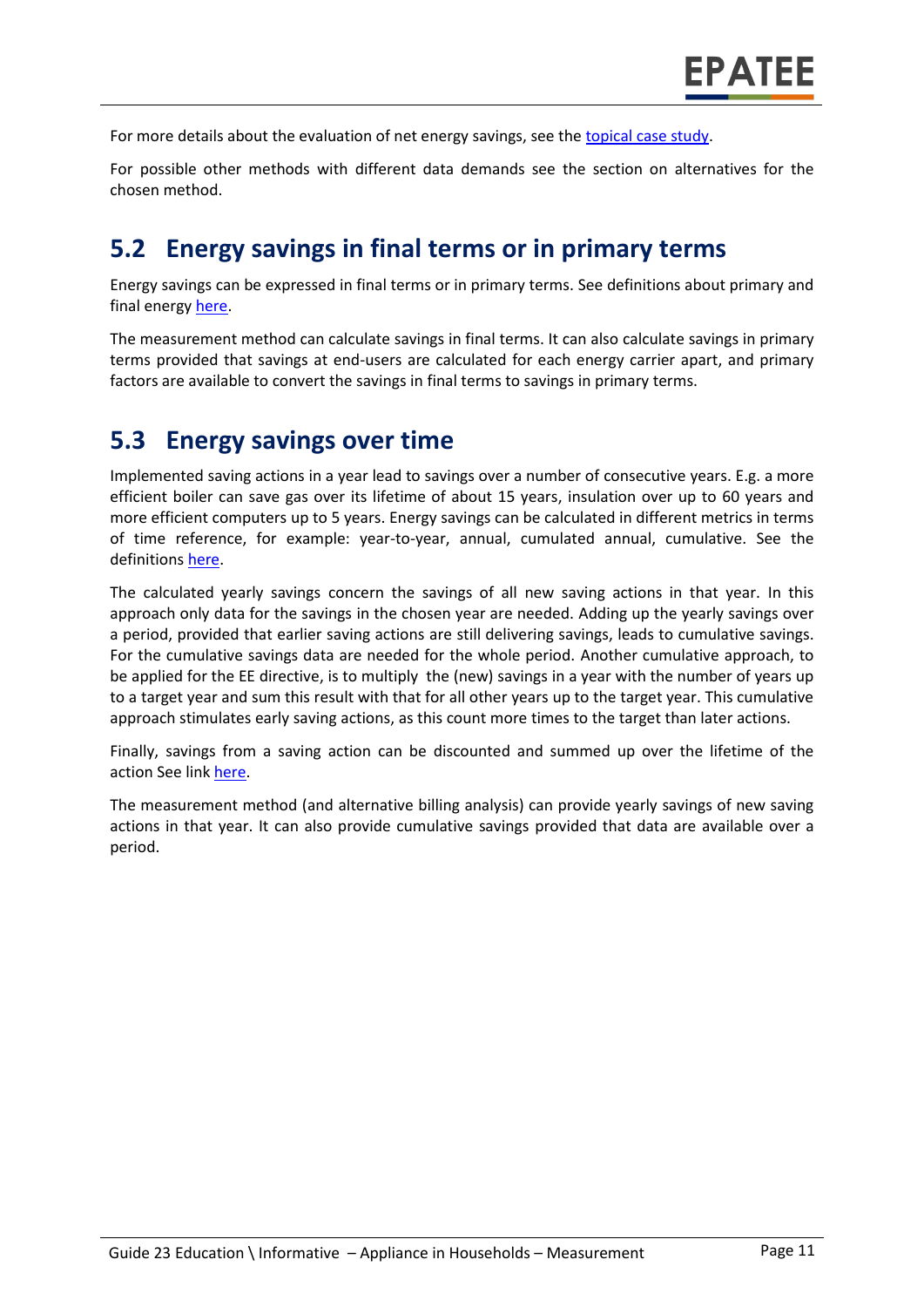For more details about the evaluation of net energy savings, see the topical case study.

For possible other methods with different data demands see the section on alternatives for the chosen method.

## 5.2 Energy savings in final terms or in primary terms

Energy savings can be expressed in final terms or in primary terms. See definitions about primary and final energy here.

The measurement method can calculate savings in final terms. It can also calculate savings in primary terms provided that savings at end-users are calculated for each energy carrier apart, and primary factors are available to convert the savings in final terms to savings in primary terms.

## 5.3 Energy savings over time

Implemented saving actions in a year lead to savings over a number of consecutive years. E.g. a more efficient boiler can save gas over its lifetime of about 15 years, insulation over up to 60 years and more efficient computers up to 5 years. Energy savings can be calculated in different metrics in terms of time reference, for example: year-to-year, annual, cumulated annual, cumulative. See the definitions here.

The calculated yearly savings concern the savings of all new saving actions in that year. In this approach only data for the savings in the chosen year are needed. Adding up the yearly savings over a period, provided that earlier saving actions are still delivering savings, leads to cumulative savings. For the cumulative savings data are needed for the whole period. Another cumulative approach, to be applied for the EE directive, is to multiply the (new) savings in a year with the number of years up to a target year and sum this result with that for all other years up to the target year. This cumulative approach stimulates early saving actions, as this count more times to the target than later actions.

Finally, savings from a saving action can be discounted and summed up over the lifetime of the action See link here.

The measurement method (and alternative billing analysis) can provide yearly savings of new saving actions in that year. It can also provide cumulative savings provided that data are available over a period.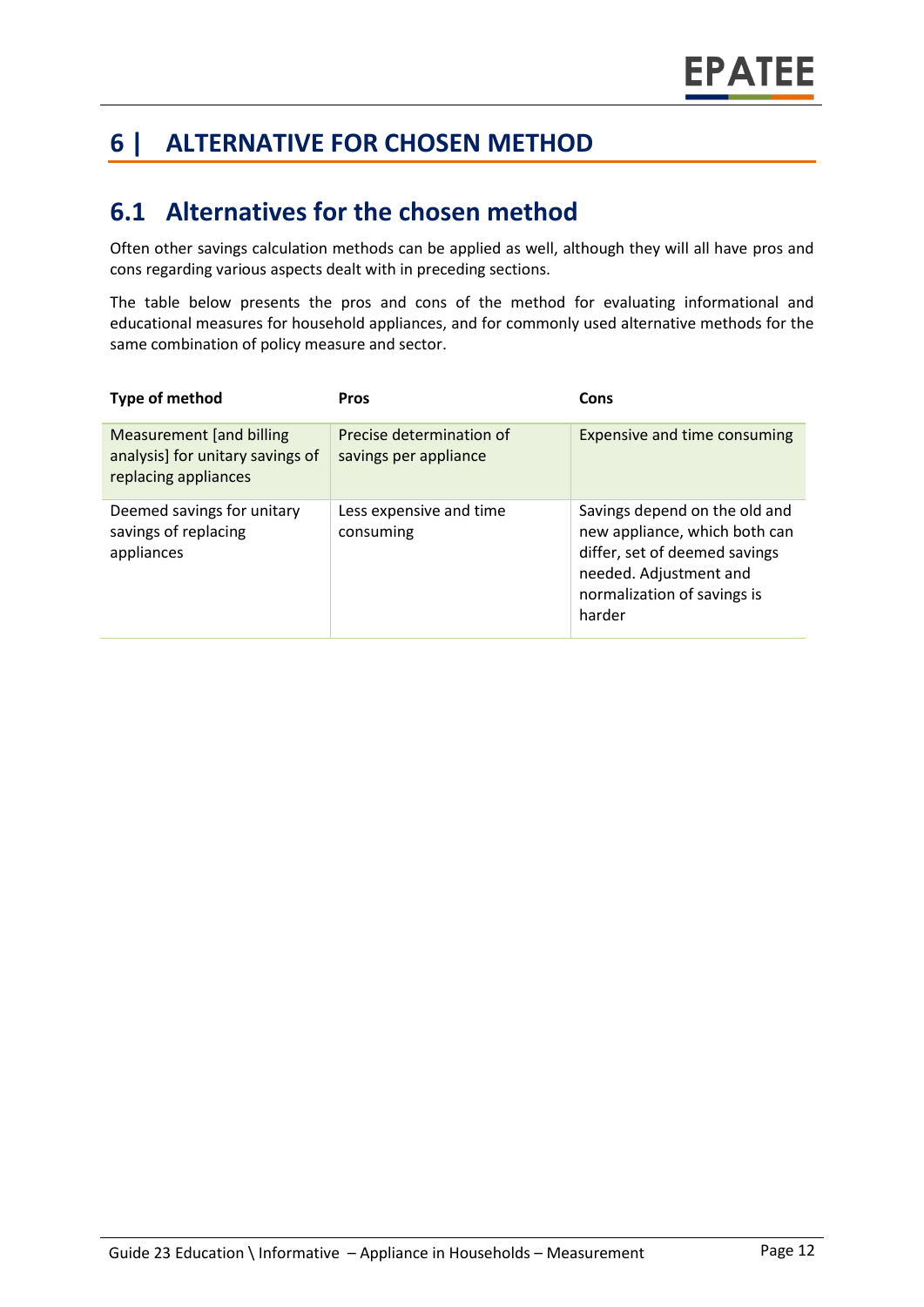# 6 | ALTERNATIVE FOR CHOSEN METHOD

## 6.1 Alternatives for the chosen method

Often other savings calculation methods can be applied as well, although they will all have pros and cons regarding various aspects dealt with in preceding sections.

The table below presents the pros and cons of the method for evaluating informational and educational measures for household appliances, and for commonly used alternative methods for the same combination of policy measure and sector.

| Type of method | Pros | Cons |
|---|---|---|
| Measurement [and billing analysis] for unitary savings of replacing appliances | Precise determination of savings per appliance | Expensive and time consuming |
| Deemed savings for unitary savings of replacing appliances | Less expensive and time consuming | Savings depend on the old and new appliance, which both can differ, set of deemed savings needed. Adjustment and normalization of savings is harder |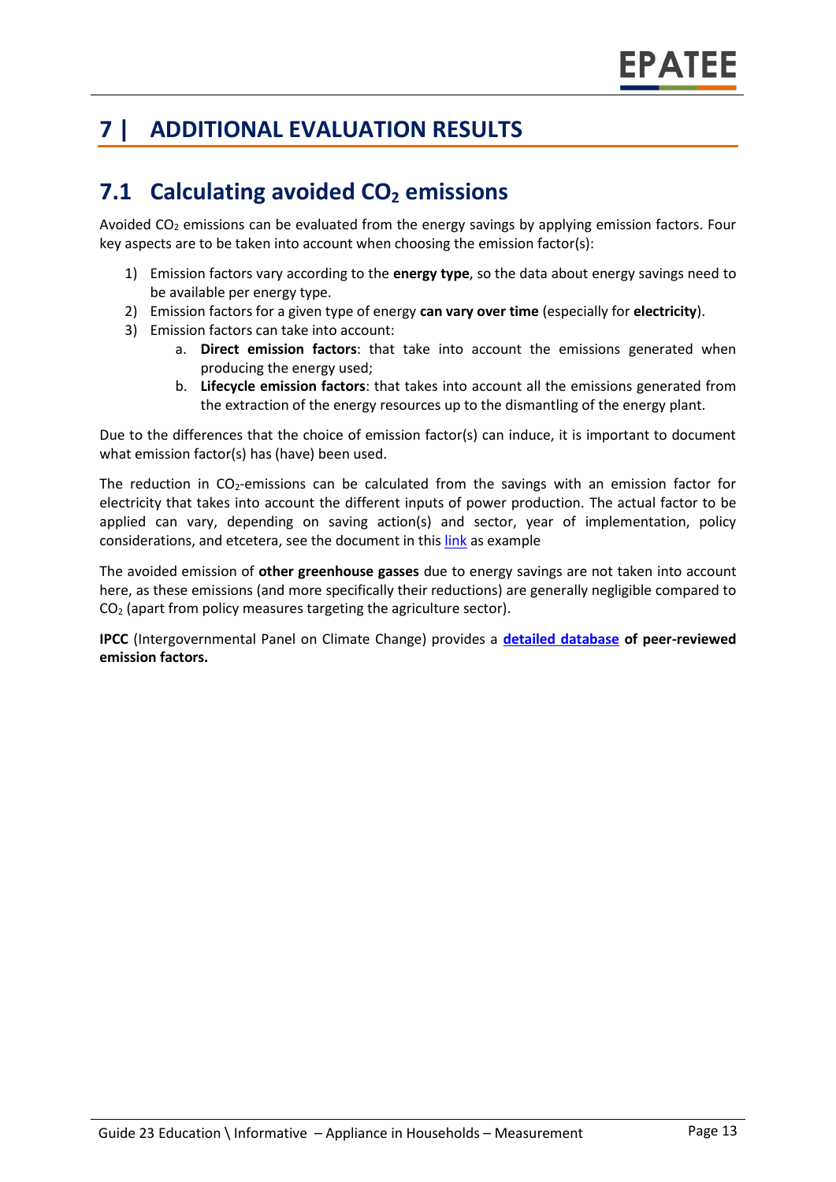# 7 | ADDITIONAL EVALUATION RESULTS

## 7.1 Calculating avoided $CO_2$ emissions

Avoided $CO_2$ emissions can be evaluated from the energy savings by applying emission factors. Four key aspects are to be taken into account when choosing the emission factor(s):

1) Emission factors vary according to the **energy type**, so the data about energy savings need to be available per energy type.
2) Emission factors for a given type of energy **can vary over time** (especially for **electricity**).
3) Emission factors can take into account:
   a. **Direct emission factors**: that take into account the emissions generated when producing the energy used;
   b. **Lifecycle emission factors**: that takes into account all the emissions generated from the extraction of the energy resources up to the dismantling of the energy plant.

Due to the differences that the choice of emission factor(s) can induce, it is important to document what emission factor(s) has (have) been used.

The reduction in $CO_2$-emissions can be calculated from the savings with an emission factor for electricity that takes into account the different inputs of power production. The actual factor to be applied can vary, depending on saving action(s) and sector, year of implementation, policy considerations, and etcetera, see the document in this link as example

The avoided emission of **other greenhouse gasses** due to energy savings are not taken into account here, as these emissions (and more specifically their reductions) are generally negligible compared to $CO_2$ (apart from policy measures targeting the agriculture sector).

**IPCC** (Intergovernmental Panel on Climate Change) provides a **detailed database of peer-reviewed emission factors.**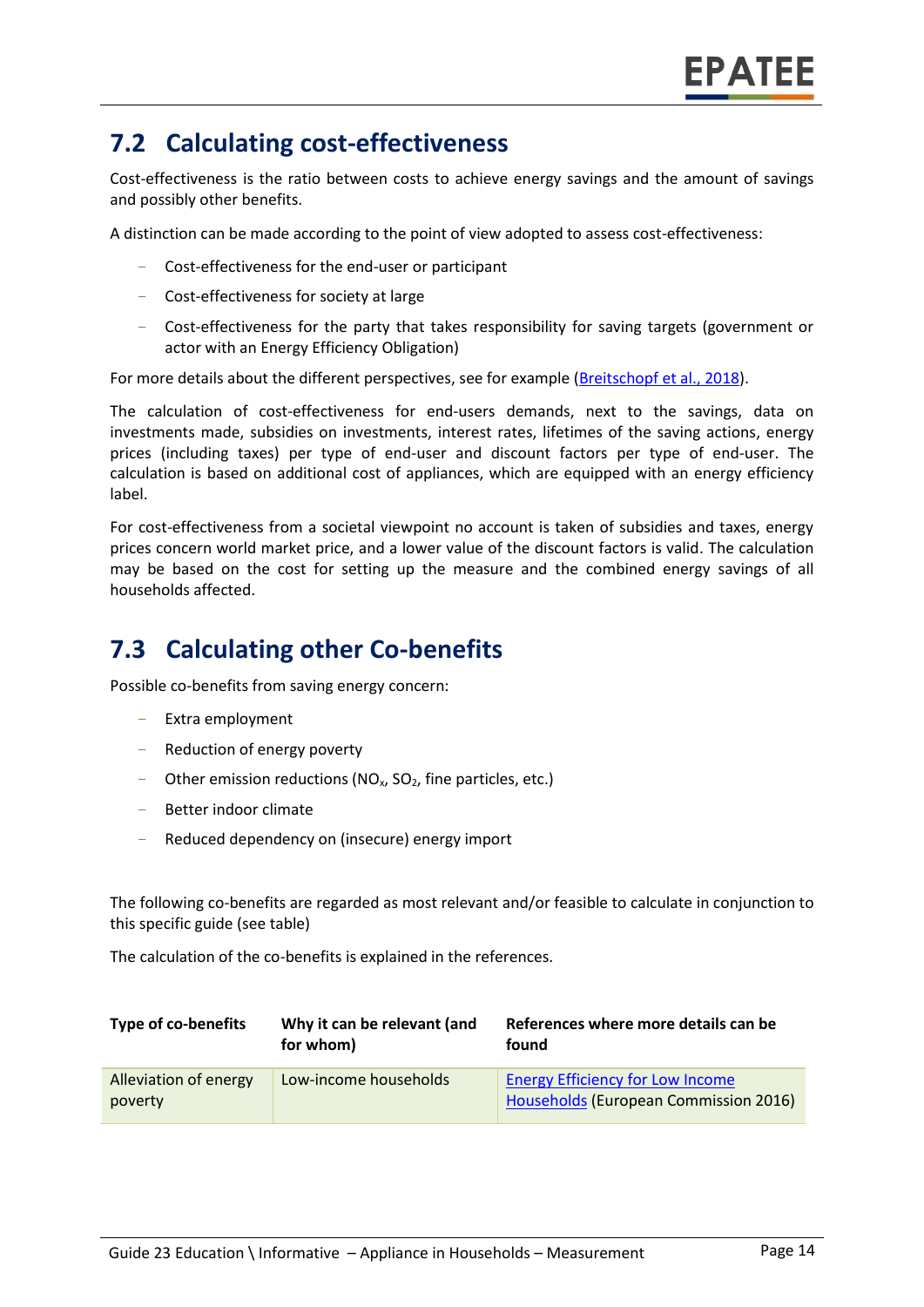## 7.2 Calculating cost-effectiveness

Cost-effectiveness is the ratio between costs to achieve energy savings and the amount of savings and possibly other benefits.

A distinction can be made according to the point of view adopted to assess cost-effectiveness:

- Cost-effectiveness for the end-user or participant
- Cost-effectiveness for society at large
- Cost-effectiveness for the party that takes responsibility for saving targets (government or actor with an Energy Efficiency Obligation)

For more details about the different perspectives, see for example (Breitschopf et al., 2018).

The calculation of cost-effectiveness for end-users demands, next to the savings, data on investments made, subsidies on investments, interest rates, lifetimes of the saving actions, energy prices (including taxes) per type of end-user and discount factors per type of end-user. The calculation is based on additional cost of appliances, which are equipped with an energy efficiency label.

For cost-effectiveness from a societal viewpoint no account is taken of subsidies and taxes, energy prices concern world market price, and a lower value of the discount factors is valid. The calculation may be based on the cost for setting up the measure and the combined energy savings of all households affected.

## 7.3 Calculating other Co-benefits

Possible co-benefits from saving energy concern:

- Extra employment
- Reduction of energy poverty
- Other emission reductions ($NO_x$, $SO_2$, fine particles, etc.)
- Better indoor climate
- Reduced dependency on (insecure) energy import

The following co-benefits are regarded as most relevant and/or feasible to calculate in conjunction to this specific guide (see table)

The calculation of the co-benefits is explained in the references.

| Type of co-benefits | Why it can be relevant (and for whom) | References where more details can be found |
|---|---|---|
| Alleviation of energy poverty | Low-income households | Energy Efficiency for Low Income Households (European Commission 2016) |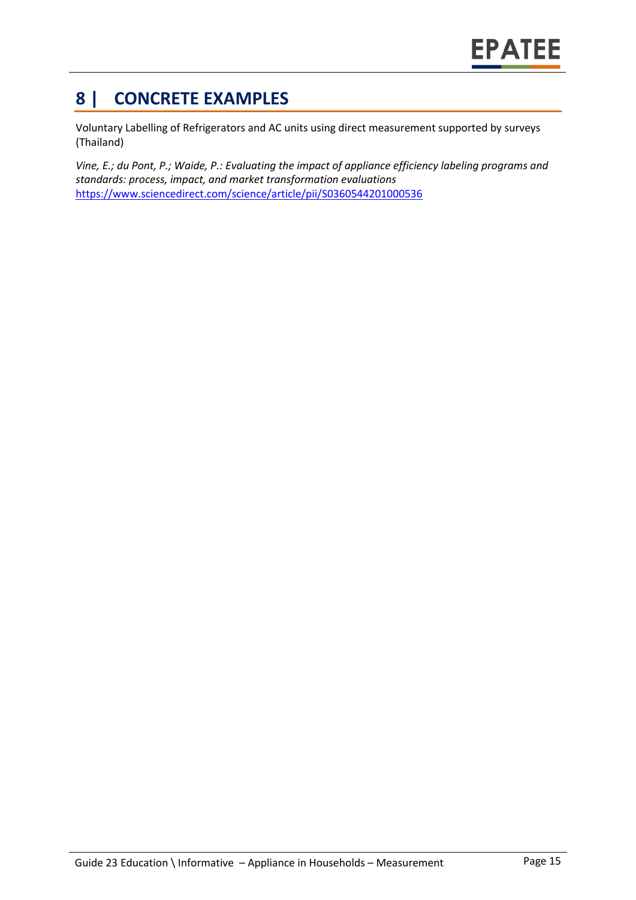# 8 | CONCRETE EXAMPLES

Voluntary Labelling of Refrigerators and AC units using direct measurement supported by surveys (Thailand)

*Vine, E.; du Pont, P.; Waide, P.: Evaluating the impact of appliance efficiency labeling programs and standards: process, impact, and market transformation evaluations*
https://www.sciencedirect.com/science/article/pii/S0360544201000536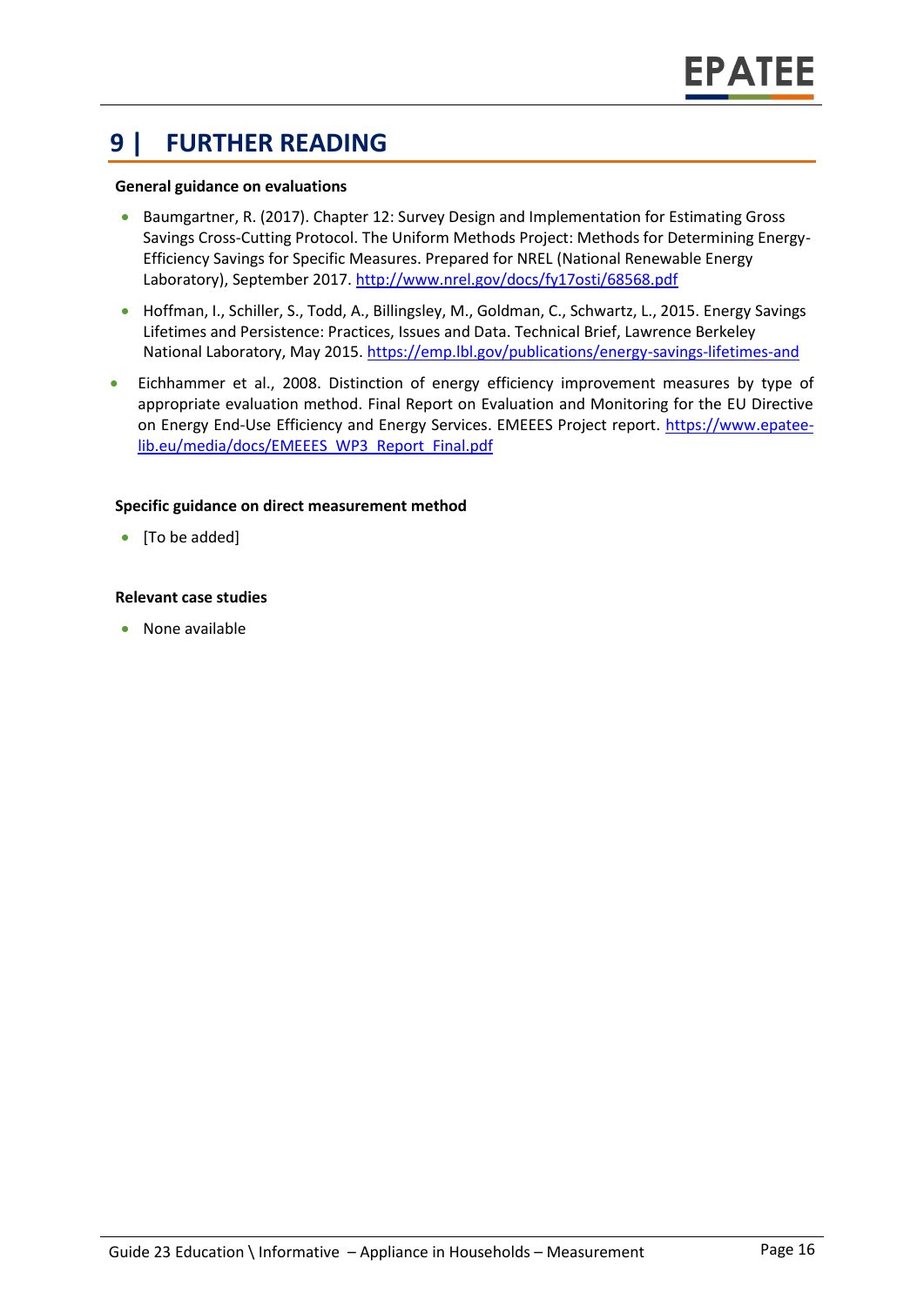# 9 | FURTHER READING

**General guidance on evaluations**

- Baumgartner, R. (2017). Chapter 12: Survey Design and Implementation for Estimating Gross Savings Cross-Cutting Protocol. The Uniform Methods Project: Methods for Determining Energy-Efficiency Savings for Specific Measures. Prepared for NREL (National Renewable Energy Laboratory), September 2017. http://www.nrel.gov/docs/fy17osti/68568.pdf
- Hoffman, I., Schiller, S., Todd, A., Billingsley, M., Goldman, C., Schwartz, L., 2015. Energy Savings Lifetimes and Persistence: Practices, Issues and Data. Technical Brief, Lawrence Berkeley National Laboratory, May 2015. https://emp.lbl.gov/publications/energy-savings-lifetimes-and
- Eichhammer et al., 2008. Distinction of energy efficiency improvement measures by type of appropriate evaluation method. Final Report on Evaluation and Monitoring for the EU Directive on Energy End-Use Efficiency and Energy Services. EMEEES Project report. https://www.epatee-lib.eu/media/docs/EMEEES_WP3_Report_Final.pdf

**Specific guidance on direct measurement method**

- [To be added]

**Relevant case studies**

- None available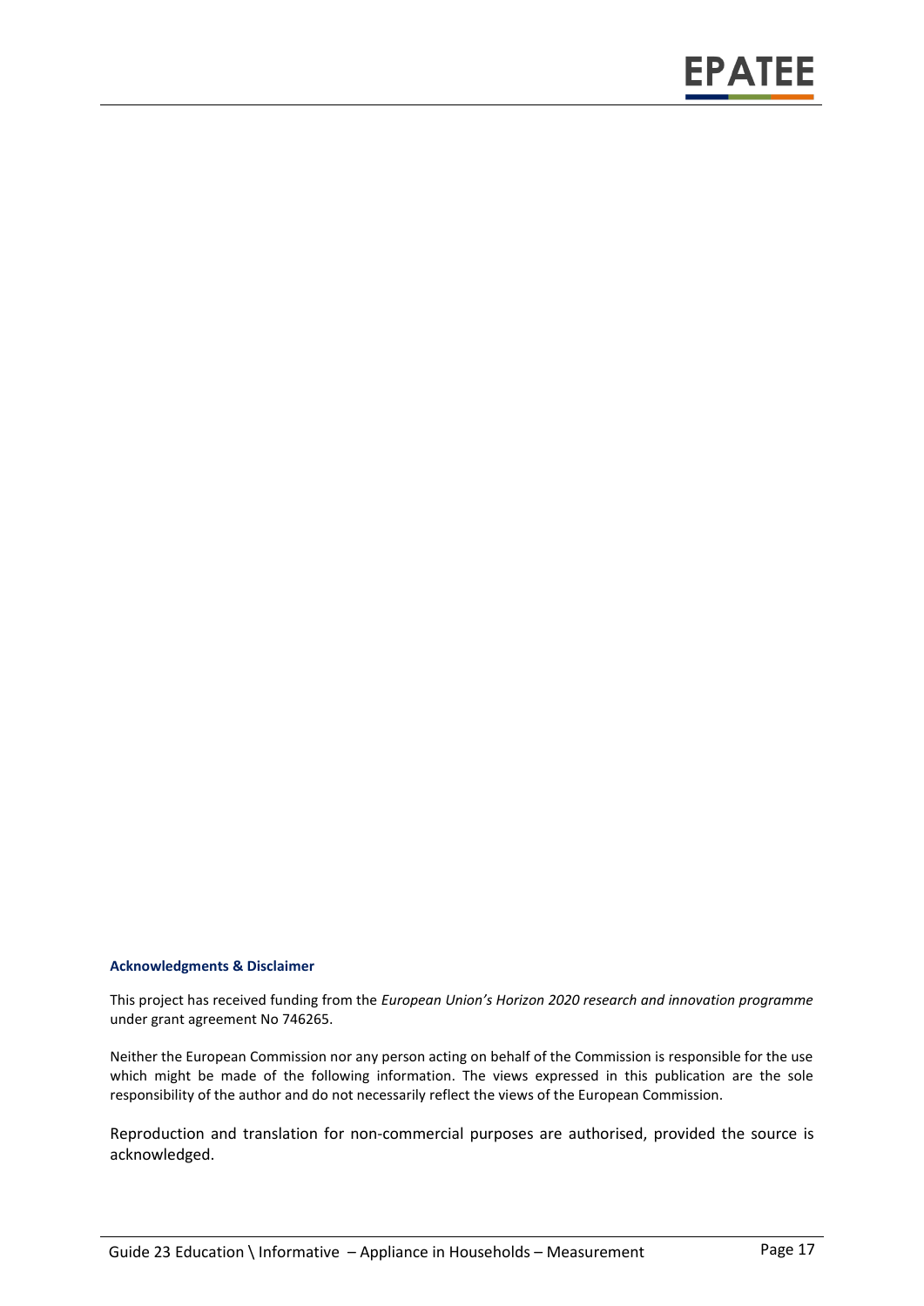**Acknowledgments & Disclaimer**

This project has received funding from the *European Union's Horizon 2020 research and innovation programme* under grant agreement No 746265.

Neither the European Commission nor any person acting on behalf of the Commission is responsible for the use which might be made of the following information. The views expressed in this publication are the sole responsibility of the author and do not necessarily reflect the views of the European Commission.

Reproduction and translation for non-commercial purposes are authorised, provided the source is acknowledged.